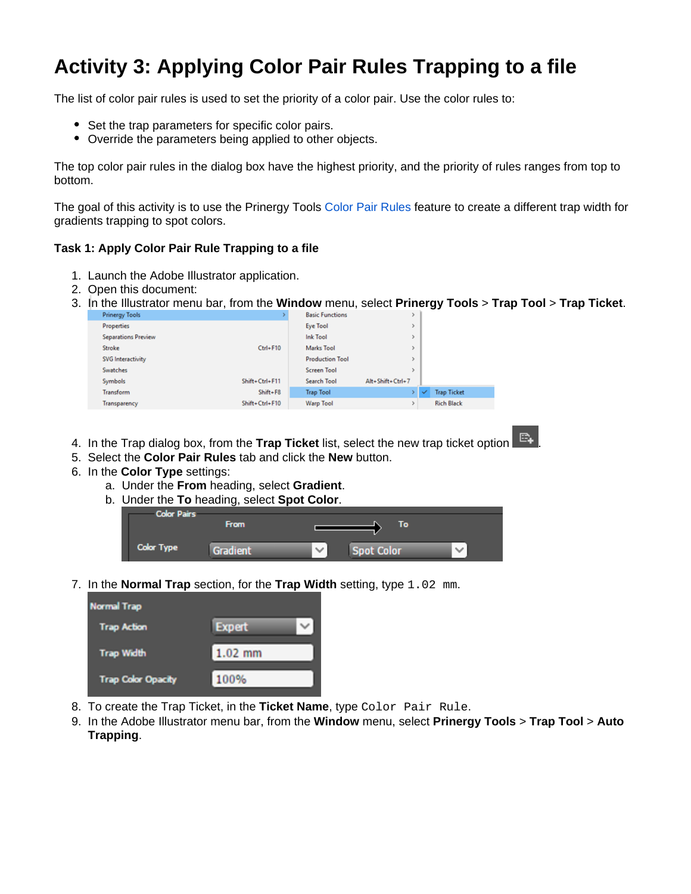# Activity 3: Applying Color Pair Rules Trapping to a file

The list of color pair rules is used to set the priority of a color pair. Use the color rules to:

- Set the trap parameters for specific color pairs.
- Override the parameters being applied to other objects.

The top color pair rules in the dialog box have the highest priority, and the priority of rules ranges from top to bottom.

The goal of this activity is to use the Prinergy Tools Color Pair Rules feature to create a different trap width for gradients trapping to spot colors.

**Task 1: Apply Color Pair Rule Trapping to a file**

1. Launch the Adobe Illustrator application.
2. Open this document:
3. In the Illustrator menu bar, from the **Window** menu, select **Prinergy Tools** > **Trap Tool** > **Trap Ticket**.
4. In the Trap dialog box, from the **Trap Ticket** list, select the new trap ticket option .
5. Select the **Color Pair Rules** tab and click the **New** button.
6. In the **Color Type** settings:
   a. Under the **From** heading, select **Gradient**.
   b. Under the **To** heading, select **Spot Color**.
7. In the **Normal Trap** section, for the **Trap Width** setting, type `1.02 mm`.
8. To create the Trap Ticket, in the **Ticket Name**, type `Color Pair Rule`.
9. In the Adobe Illustrator menu bar, from the **Window** menu, select **Prinergy Tools** > **Trap Tool** > **Auto Trapping**.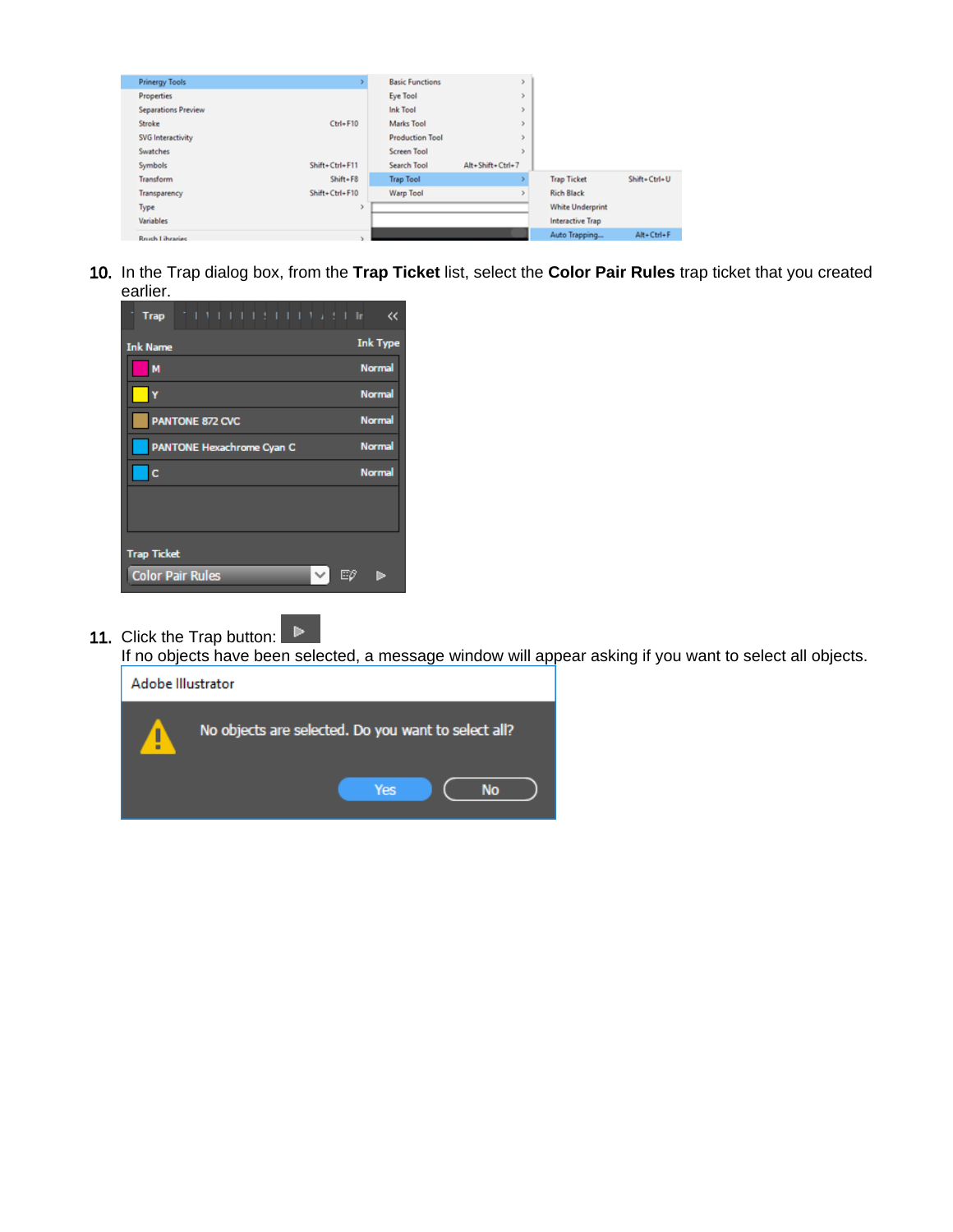10. In the Trap dialog box, from the **Trap Ticket** list, select the **Color Pair Rules** trap ticket that you created earlier.

11. Click the Trap button:

    If no objects have been selected, a message window will appear asking if you want to select all objects.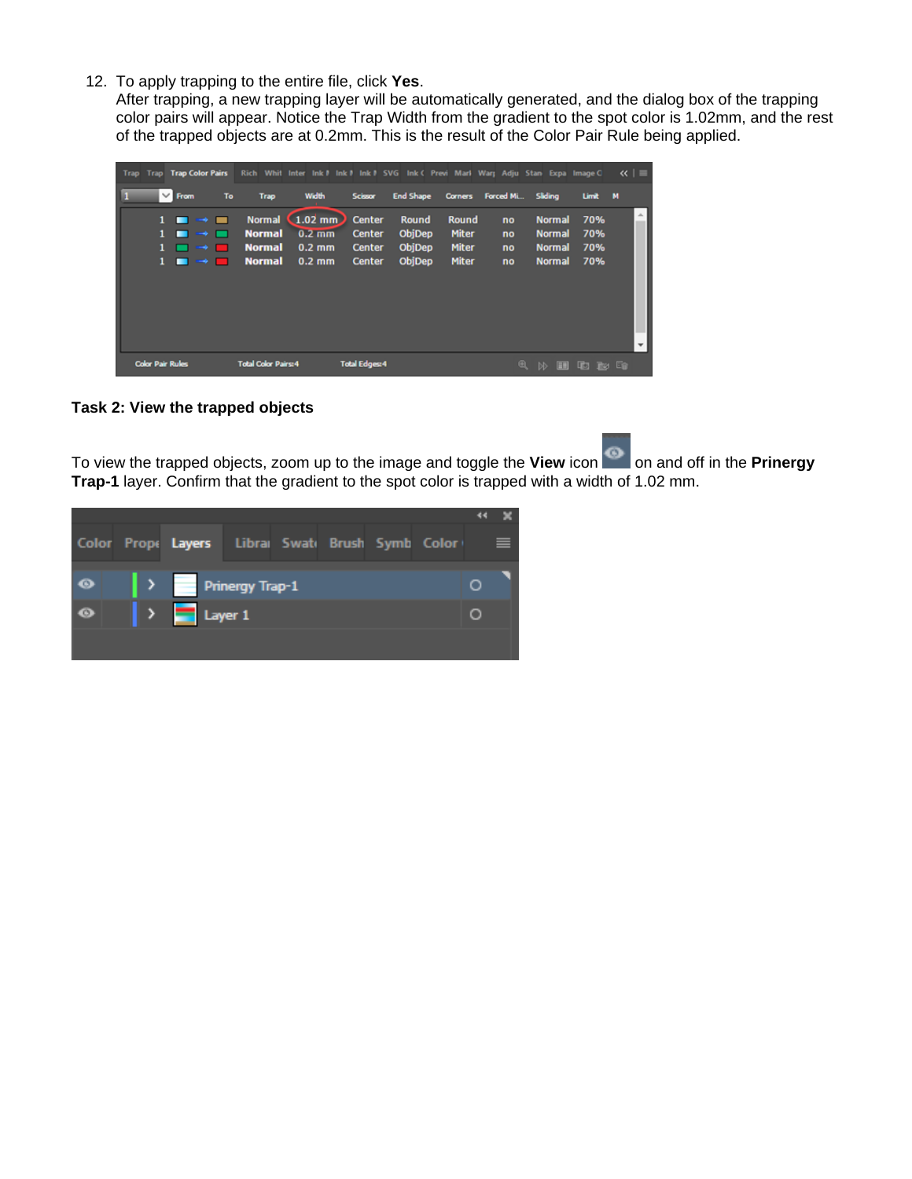12. To apply trapping to the entire file, click **Yes**.
    After trapping, a new trapping layer will be automatically generated, and the dialog box of the trapping color pairs will appear. Notice the Trap Width from the gradient to the spot color is 1.02mm, and the rest of the trapped objects are at 0.2mm. This is the result of the Color Pair Rule being applied.

**Task 2: View the trapped objects**

To view the trapped objects, zoom up to the image and toggle the **View** icon on and off in the **Prinergy Trap-1** layer. Confirm that the gradient to the spot color is trapped with a width of 1.02 mm.